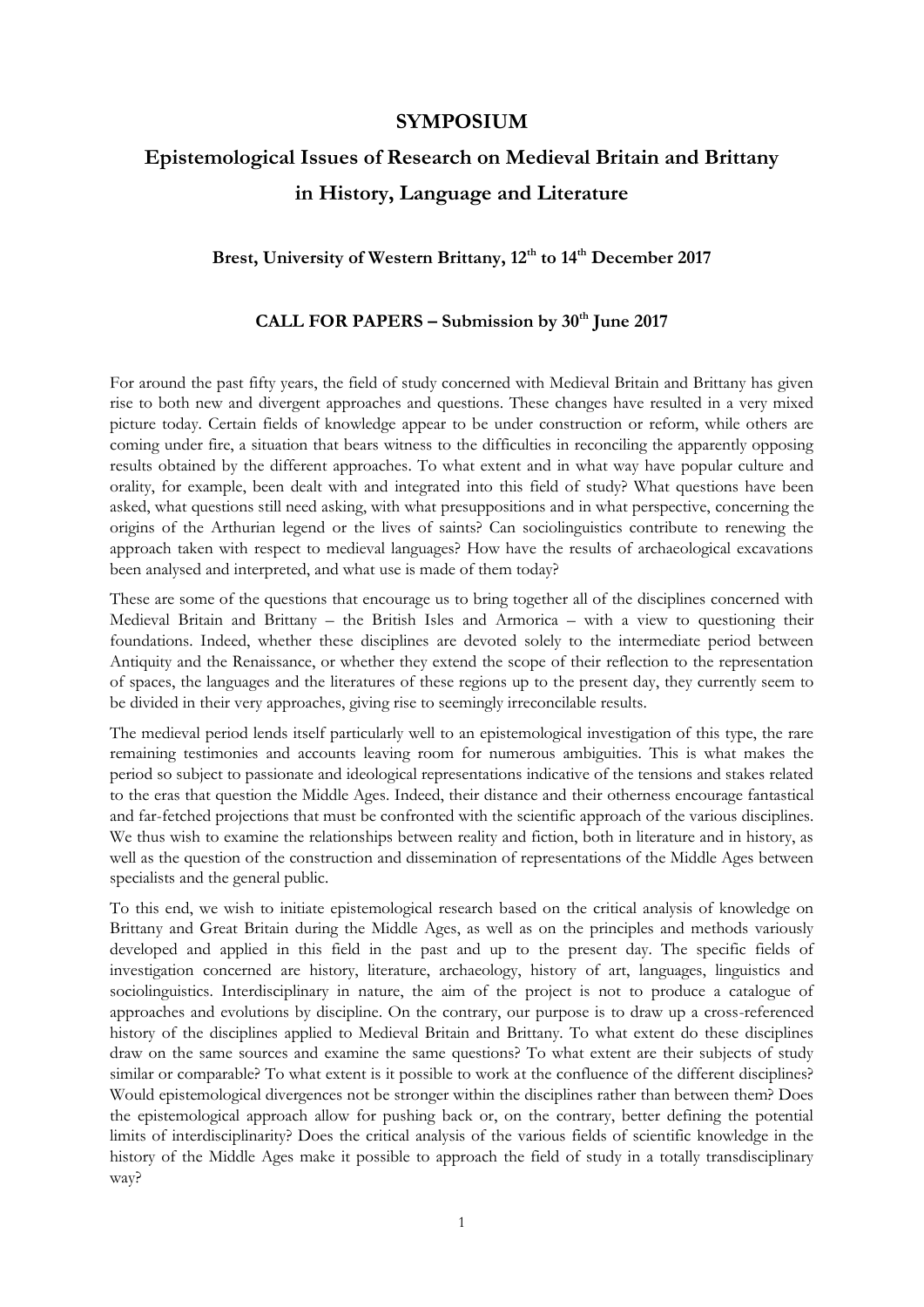# SYMPOSIUM

## Epistemological Issues of Research on Medieval Britain and Brittany in History, Language and Literature

### Brest, University of Western Brittany, 12th to 14th December 2017

### CALL FOR PAPERS – Submission by 30th June 2017

For around the past fifty years, the field of study concerned with Medieval Britain and Brittany has given rise to both new and divergent approaches and questions. These changes have resulted in a very mixed picture today. Certain fields of knowledge appear to be under construction or reform, while others are coming under fire, a situation that bears witness to the difficulties in reconciling the apparently opposing results obtained by the different approaches. To what extent and in what way have popular culture and orality, for example, been dealt with and integrated into this field of study? What questions have been asked, what questions still need asking, with what presuppositions and in what perspective, concerning the origins of the Arthurian legend or the lives of saints? Can sociolinguistics contribute to renewing the approach taken with respect to medieval languages? How have the results of archaeological excavations been analysed and interpreted, and what use is made of them today?

These are some of the questions that encourage us to bring together all of the disciplines concerned with Medieval Britain and Brittany – the British Isles and Armorica – with a view to questioning their foundations. Indeed, whether these disciplines are devoted solely to the intermediate period between Antiquity and the Renaissance, or whether they extend the scope of their reflection to the representation of spaces, the languages and the literatures of these regions up to the present day, they currently seem to be divided in their very approaches, giving rise to seemingly irreconcilable results.

The medieval period lends itself particularly well to an epistemological investigation of this type, the rare remaining testimonies and accounts leaving room for numerous ambiguities. This is what makes the period so subject to passionate and ideological representations indicative of the tensions and stakes related to the eras that question the Middle Ages. Indeed, their distance and their otherness encourage fantastical and far-fetched projections that must be confronted with the scientific approach of the various disciplines. We thus wish to examine the relationships between reality and fiction, both in literature and in history, as well as the question of the construction and dissemination of representations of the Middle Ages between specialists and the general public.

To this end, we wish to initiate epistemological research based on the critical analysis of knowledge on Brittany and Great Britain during the Middle Ages, as well as on the principles and methods variously developed and applied in this field in the past and up to the present day. The specific fields of investigation concerned are history, literature, archaeology, history of art, languages, linguistics and sociolinguistics. Interdisciplinary in nature, the aim of the project is not to produce a catalogue of approaches and evolutions by discipline. On the contrary, our purpose is to draw up a cross-referenced history of the disciplines applied to Medieval Britain and Brittany. To what extent do these disciplines draw on the same sources and examine the same questions? To what extent are their subjects of study similar or comparable? To what extent is it possible to work at the confluence of the different disciplines? Would epistemological divergences not be stronger within the disciplines rather than between them? Does the epistemological approach allow for pushing back or, on the contrary, better defining the potential limits of interdisciplinarity? Does the critical analysis of the various fields of scientific knowledge in the history of the Middle Ages make it possible to approach the field of study in a totally transdisciplinary way?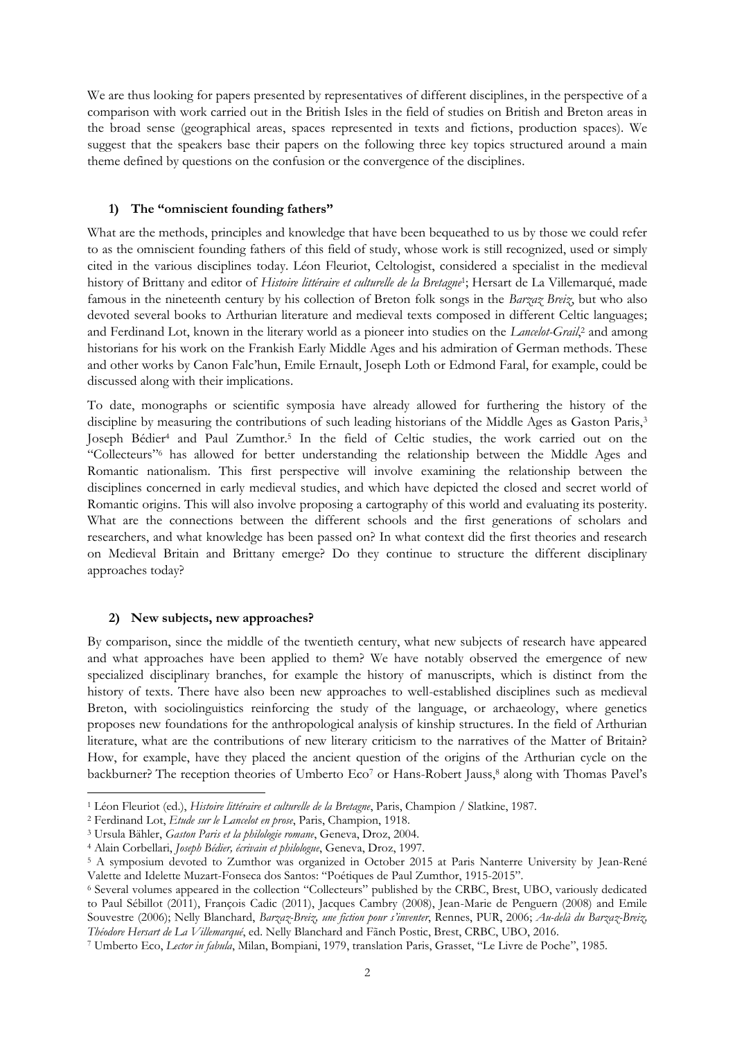We are thus looking for papers presented by representatives of different disciplines, in the perspective of a comparison with work carried out in the British Isles in the field of studies on British and Breton areas in the broad sense (geographical areas, spaces represented in texts and fictions, production spaces). We suggest that the speakers base their papers on the following three key topics structured around a main theme defined by questions on the confusion or the convergence of the disciplines.

### 1) The "omniscient founding fathers"

What are the methods, principles and knowledge that have been bequeathed to us by those we could refer to as the omniscient founding fathers of this field of study, whose work is still recognized, used or simply cited in the various disciplines today. Léon Fleuriot, Celtologist, considered a specialist in the medieval history of Brittany and editor of *Histoire littéraire et culturelle de la Bretagne*[1]; Hersart de La Villemarqué, made famous in the nineteenth century by his collection of Breton folk songs in the *Barzaz Breiz*, but who also devoted several books to Arthurian literature and medieval texts composed in different Celtic languages; and Ferdinand Lot, known in the literary world as a pioneer into studies on the *Lancelot-Grail*,[2] and among historians for his work on the Frankish Early Middle Ages and his admiration of German methods. These and other works by Canon Falc'hun, Emile Ernault, Joseph Loth or Edmond Faral, for example, could be discussed along with their implications.

To date, monographs or scientific symposia have already allowed for furthering the history of the discipline by measuring the contributions of such leading historians of the Middle Ages as Gaston Paris,[3] Joseph Bédier[4] and Paul Zumthor.[5] In the field of Celtic studies, the work carried out on the "Collecteurs"[6] has allowed for better understanding the relationship between the Middle Ages and Romantic nationalism. This first perspective will involve examining the relationship between the disciplines concerned in early medieval studies, and which have depicted the closed and secret world of Romantic origins. This will also involve proposing a cartography of this world and evaluating its posterity. What are the connections between the different schools and the first generations of scholars and researchers, and what knowledge has been passed on? In what context did the first theories and research on Medieval Britain and Brittany emerge? Do they continue to structure the different disciplinary approaches today?

### 2) New subjects, new approaches?

By comparison, since the middle of the twentieth century, what new subjects of research have appeared and what approaches have been applied to them? We have notably observed the emergence of new specialized disciplinary branches, for example the history of manuscripts, which is distinct from the history of texts. There have also been new approaches to well-established disciplines such as medieval Breton, with sociolinguistics reinforcing the study of the language, or archaeology, where genetics proposes new foundations for the anthropological analysis of kinship structures. In the field of Arthurian literature, what are the contributions of new literary criticism to the narratives of the Matter of Britain? How, for example, have they placed the ancient question of the origins of the Arthurian cycle on the backburner? The reception theories of Umberto Eco[7] or Hans-Robert Jauss,[8] along with Thomas Pavel's

---

[1] Léon Fleuriot (ed.), *Histoire littéraire et culturelle de la Bretagne*, Paris, Champion / Slatkine, 1987.

[2] Ferdinand Lot, *Etude sur le Lancelot en prose*, Paris, Champion, 1918.

[3] Ursula Bähler, *Gaston Paris et la philologie romane*, Geneva, Droz, 2004.

[4] Alain Corbellari, *Joseph Bédier, écrivain et philologue*, Geneva, Droz, 1997.

[5] A symposium devoted to Zumthor was organized in October 2015 at Paris Nanterre University by Jean-René Valette and Idelette Muzart-Fonseca dos Santos: "Poétiques de Paul Zumthor, 1915-2015".

[6] Several volumes appeared in the collection "Collecteurs" published by the CRBC, Brest, UBO, variously dedicated to Paul Sébillot (2011), François Cadic (2011), Jacques Cambry (2008), Jean-Marie de Penguern (2008) and Emile Souvestre (2006); Nelly Blanchard, *Barzaz-Breiz, une fiction pour s'inventer*, Rennes, PUR, 2006; *Au-delà du Barzaz-Breiz, Théodore Hersart de La Villemarqué*, ed. Nelly Blanchard and Fañch Postic, Brest, CRBC, UBO, 2016.

[7] Umberto Eco, *Lector in fabula*, Milan, Bompiani, 1979, translation Paris, Grasset, "Le Livre de Poche", 1985.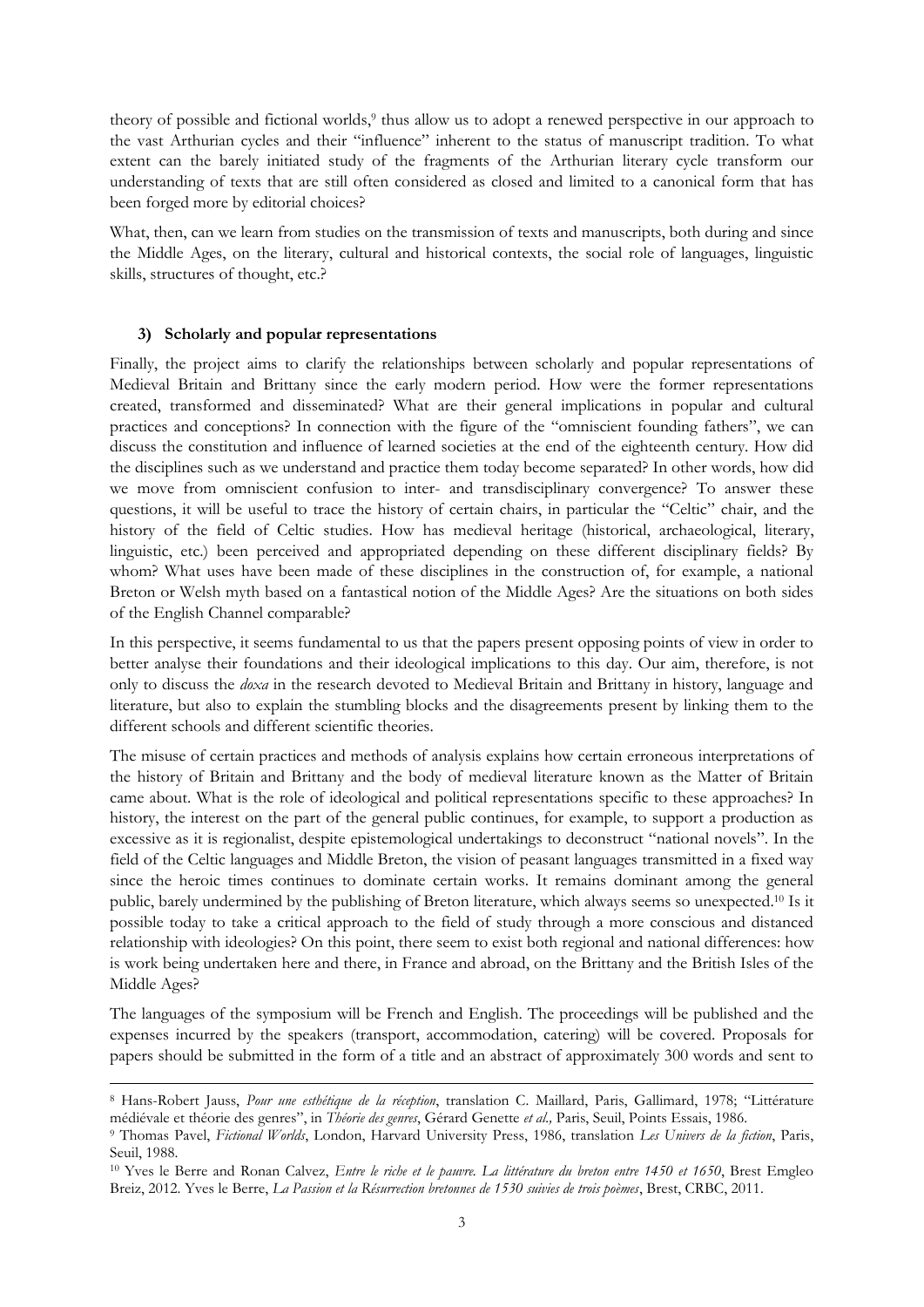theory of possible and fictional worlds,[9] thus allow us to adopt a renewed perspective in our approach to the vast Arthurian cycles and their "influence" inherent to the status of manuscript tradition. To what extent can the barely initiated study of the fragments of the Arthurian literary cycle transform our understanding of texts that are still often considered as closed and limited to a canonical form that has been forged more by editorial choices?

What, then, can we learn from studies on the transmission of texts and manuscripts, both during and since the Middle Ages, on the literary, cultural and historical contexts, the social role of languages, linguistic skills, structures of thought, etc.?

### 3) Scholarly and popular representations

Finally, the project aims to clarify the relationships between scholarly and popular representations of Medieval Britain and Brittany since the early modern period. How were the former representations created, transformed and disseminated? What are their general implications in popular and cultural practices and conceptions? In connection with the figure of the "omniscient founding fathers", we can discuss the constitution and influence of learned societies at the end of the eighteenth century. How did the disciplines such as we understand and practice them today become separated? In other words, how did we move from omniscient confusion to inter- and transdisciplinary convergence? To answer these questions, it will be useful to trace the history of certain chairs, in particular the "Celtic" chair, and the history of the field of Celtic studies. How has medieval heritage (historical, archaeological, literary, linguistic, etc.) been perceived and appropriated depending on these different disciplinary fields? By whom? What uses have been made of these disciplines in the construction of, for example, a national Breton or Welsh myth based on a fantastical notion of the Middle Ages? Are the situations on both sides of the English Channel comparable?

In this perspective, it seems fundamental to us that the papers present opposing points of view in order to better analyse their foundations and their ideological implications to this day. Our aim, therefore, is not only to discuss the *doxa* in the research devoted to Medieval Britain and Brittany in history, language and literature, but also to explain the stumbling blocks and the disagreements present by linking them to the different schools and different scientific theories.

The misuse of certain practices and methods of analysis explains how certain erroneous interpretations of the history of Britain and Brittany and the body of medieval literature known as the Matter of Britain came about. What is the role of ideological and political representations specific to these approaches? In history, the interest on the part of the general public continues, for example, to support a production as excessive as it is regionalist, despite epistemological undertakings to deconstruct "national novels". In the field of the Celtic languages and Middle Breton, the vision of peasant languages transmitted in a fixed way since the heroic times continues to dominate certain works. It remains dominant among the general public, barely undermined by the publishing of Breton literature, which always seems so unexpected.[10] Is it possible today to take a critical approach to the field of study through a more conscious and distanced relationship with ideologies? On this point, there seem to exist both regional and national differences: how is work being undertaken here and there, in France and abroad, on the Brittany and the British Isles of the Middle Ages?

The languages of the symposium will be French and English. The proceedings will be published and the expenses incurred by the speakers (transport, accommodation, catering) will be covered. Proposals for papers should be submitted in the form of a title and an abstract of approximately 300 words and sent to

---

[8] Hans-Robert Jauss, *Pour une esthétique de la réception*, translation C. Maillard, Paris, Gallimard, 1978; "Littérature médiévale et théorie des genres", in *Théorie des genres*, Gérard Genette *et al.,* Paris, Seuil, Points Essais, 1986.

[9] Thomas Pavel, *Fictional Worlds*, London, Harvard University Press, 1986, translation *Les Univers de la fiction*, Paris, Seuil, 1988.

[10] Yves le Berre and Ronan Calvez, *Entre le riche et le pauvre. La littérature du breton entre 1450 et 1650*, Brest Emgleo Breiz, 2012. Yves le Berre, *La Passion et la Résurrection bretonnes de 1530 suivies de trois poèmes*, Brest, CRBC, 2011.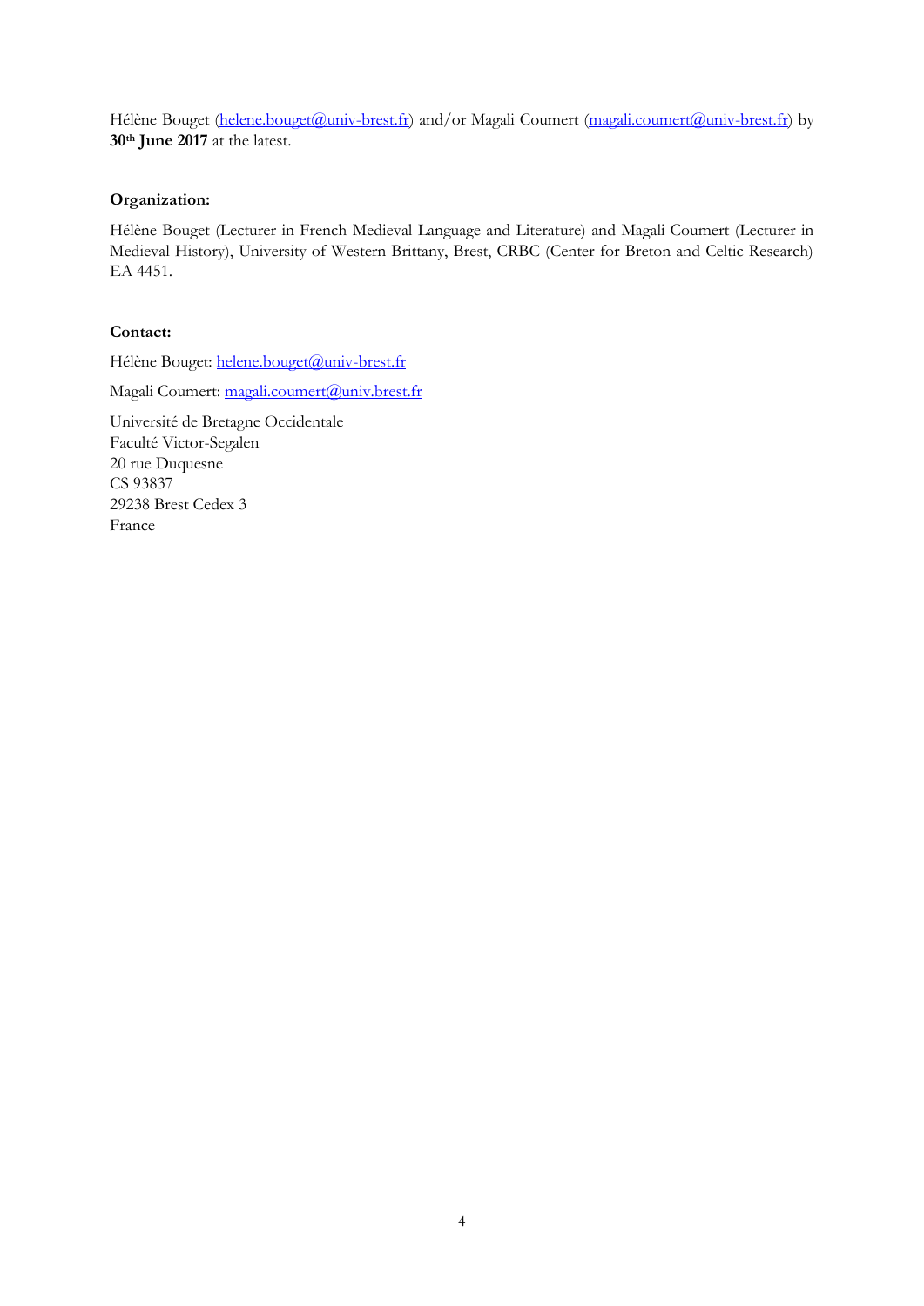Hélène Bouget (helene.bouget@univ-brest.fr) and/or Magali Coumert (magali.coumert@univ-brest.fr) by **30th June 2017** at the latest.

**Organization:**

Hélène Bouget (Lecturer in French Medieval Language and Literature) and Magali Coumert (Lecturer in Medieval History), University of Western Brittany, Brest, CRBC (Center for Breton and Celtic Research) EA 4451.

**Contact:**

Hélène Bouget: helene.bouget@univ-brest.fr

Magali Coumert: magali.coumert@univ.brest.fr

Université de Bretagne Occidentale
Faculté Victor-Segalen
20 rue Duquesne
CS 93837
29238 Brest Cedex 3
France